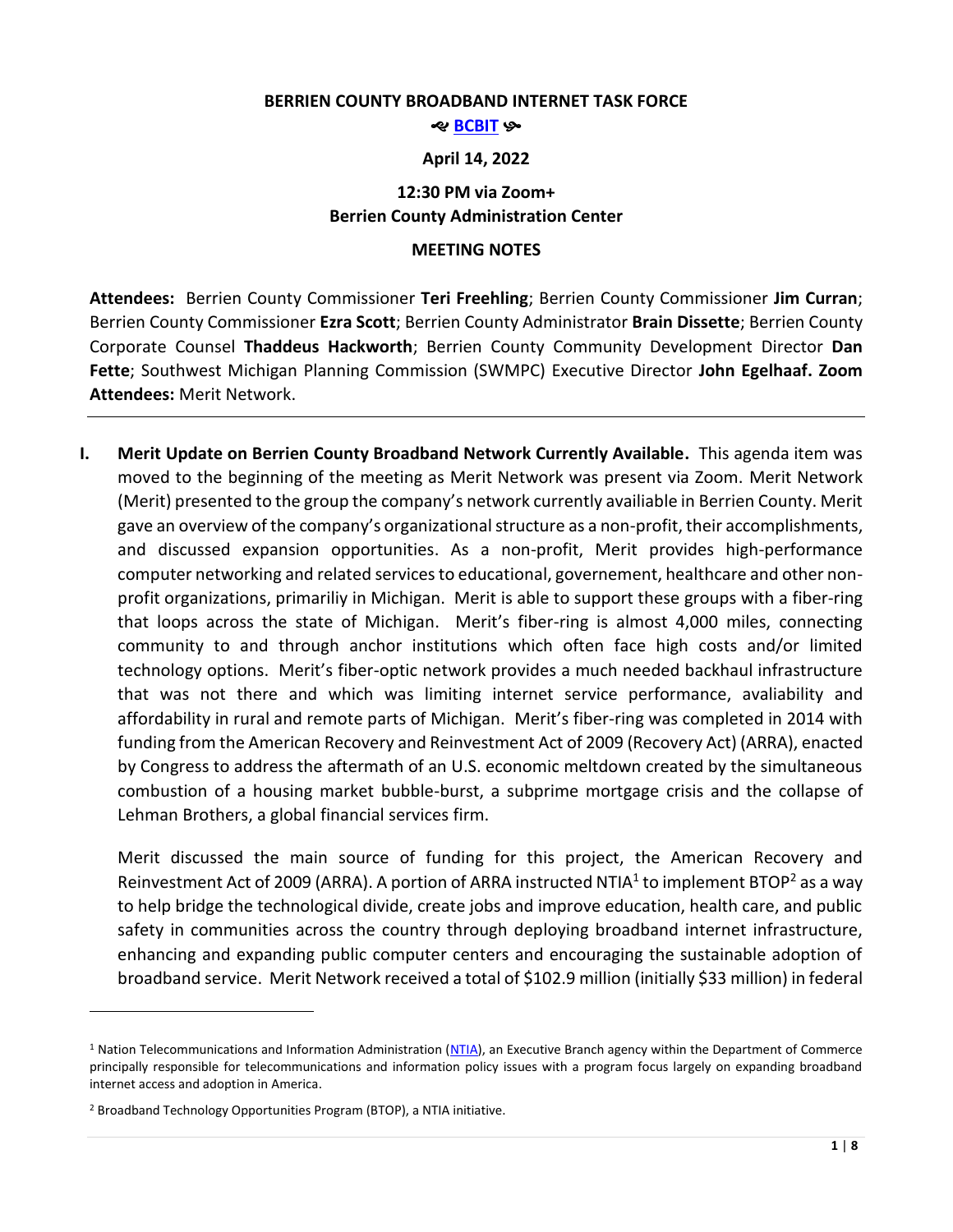**BERRIEN COUNTY BROADBAND INTERNET TASK FORCE**

**❧ BCBIT ☙**

**April 14, 2022**

**12:30 PM via Zoom+**
**Berrien County Administration Center**

**MEETING NOTES**

**Attendees:** Berrien County Commissioner **Teri Freehling**; Berrien County Commissioner **Jim Curran**; Berrien County Commissioner **Ezra Scott**; Berrien County Administrator **Brain Dissette**; Berrien County Corporate Counsel **Thaddeus Hackworth**; Berrien County Community Development Director **Dan Fette**; Southwest Michigan Planning Commission (SWMPC) Executive Director **John Egelhaaf. Zoom Attendees:** Merit Network.

---

**I. Merit Update on Berrien County Broadband Network Currently Available.** This agenda item was moved to the beginning of the meeting as Merit Network was present via Zoom. Merit Network (Merit) presented to the group the company's network currently availiable in Berrien County. Merit gave an overview of the company's organizational structure as a non-profit, their accomplishments, and discussed expansion opportunities. As a non-profit, Merit provides high-performance computer networking and related services to educational, governement, healthcare and other non-profit organizations, primariliy in Michigan. Merit is able to support these groups with a fiber-ring that loops across the state of Michigan. Merit's fiber-ring is almost 4,000 miles, connecting community to and through anchor institutions which often face high costs and/or limited technology options. Merit's fiber-optic network provides a much needed backhaul infrastructure that was not there and which was limiting internet service performance, avaliability and affordability in rural and remote parts of Michigan. Merit's fiber-ring was completed in 2014 with funding from the American Recovery and Reinvestment Act of 2009 (Recovery Act) (ARRA), enacted by Congress to address the aftermath of an U.S. economic meltdown created by the simultaneous combustion of a housing market bubble-burst, a subprime mortgage crisis and the collapse of Lehman Brothers, a global financial services firm.

Merit discussed the main source of funding for this project, the American Recovery and Reinvestment Act of 2009 (ARRA). A portion of ARRA instructed NTIA[1] to implement BTOP[2] as a way to help bridge the technological divide, create jobs and improve education, health care, and public safety in communities across the country through deploying broadband internet infrastructure, enhancing and expanding public computer centers and encouraging the sustainable adoption of broadband service. Merit Network received a total of $102.9 million (initially $33 million) in federal

---

[1] Nation Telecommunications and Information Administration (NTIA), an Executive Branch agency within the Department of Commerce principally responsible for telecommunications and information policy issues with a program focus largely on expanding broadband internet access and adoption in America.

[2] Broadband Technology Opportunities Program (BTOP), a NTIA initiative.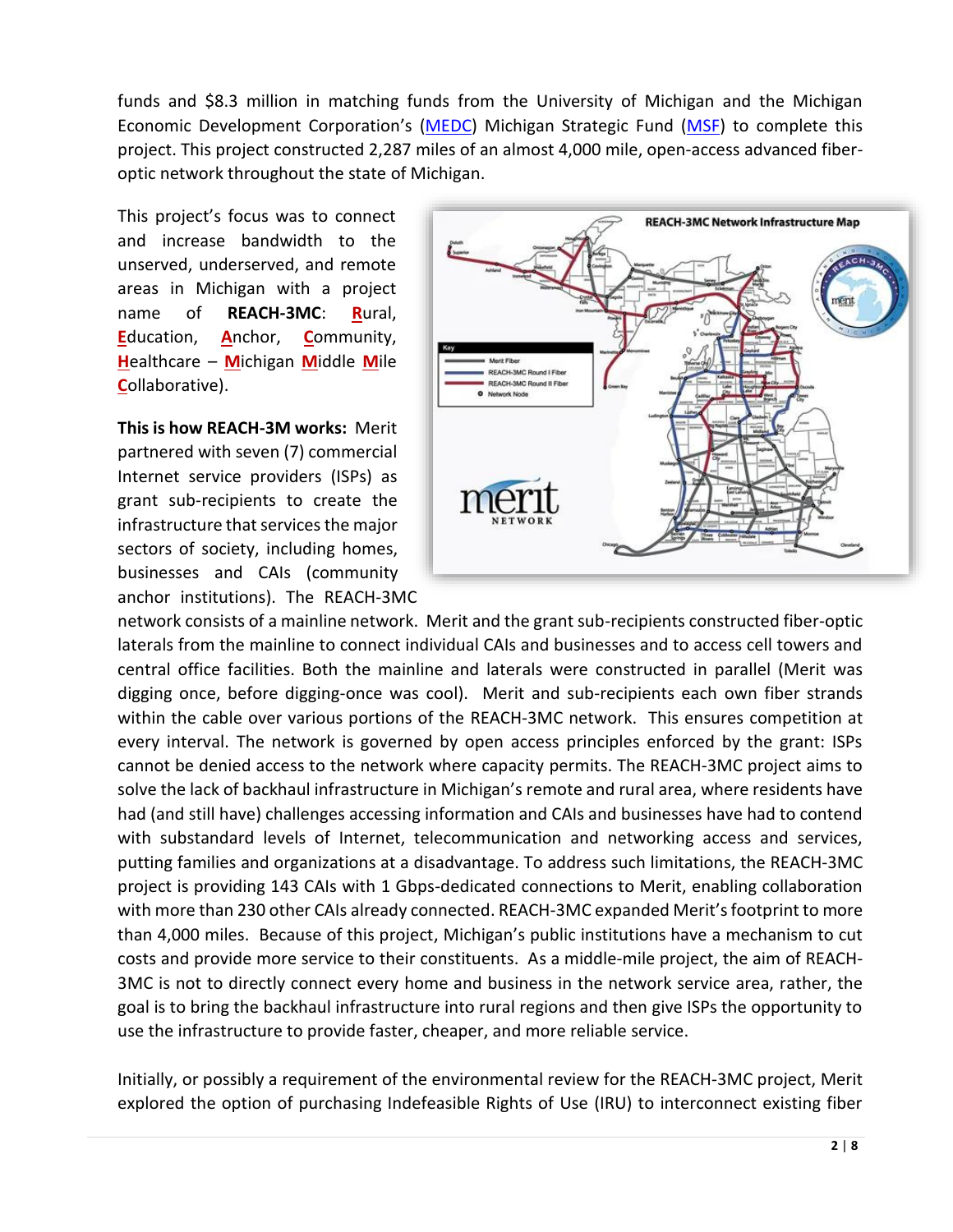funds and $8.3 million in matching funds from the University of Michigan and the Michigan Economic Development Corporation's (MEDC) Michigan Strategic Fund (MSF) to complete this project. This project constructed 2,287 miles of an almost 4,000 mile, open-access advanced fiber-optic network throughout the state of Michigan.

This project's focus was to connect and increase bandwidth to the unserved, underserved, and remote areas in Michigan with a project name of **REACH-3MC**: **R**ural, **E**ducation, **A**nchor, **C**ommunity, **H**ealthcare – **M**ichigan **M**iddle **M**ile **C**ollaborative).

**This is how REACH-3M works:** Merit partnered with seven (7) commercial Internet service providers (ISPs) as grant sub-recipients to create the infrastructure that services the major sectors of society, including homes, businesses and CAIs (community anchor institutions). The REACH-3MC network consists of a mainline network. Merit and the grant sub-recipients constructed fiber-optic laterals from the mainline to connect individual CAIs and businesses and to access cell towers and central office facilities. Both the mainline and laterals were constructed in parallel (Merit was digging once, before digging-once was cool). Merit and sub-recipients each own fiber strands within the cable over various portions of the REACH-3MC network. This ensures competition at every interval. The network is governed by open access principles enforced by the grant: ISPs cannot be denied access to the network where capacity permits. The REACH-3MC project aims to solve the lack of backhaul infrastructure in Michigan's remote and rural area, where residents have had (and still have) challenges accessing information and CAIs and businesses have had to contend with substandard levels of Internet, telecommunication and networking access and services, putting families and organizations at a disadvantage. To address such limitations, the REACH-3MC project is providing 143 CAIs with 1 Gbps-dedicated connections to Merit, enabling collaboration with more than 230 other CAIs already connected. REACH-3MC expanded Merit's footprint to more than 4,000 miles. Because of this project, Michigan's public institutions have a mechanism to cut costs and provide more service to their constituents. As a middle-mile project, the aim of REACH-3MC is not to directly connect every home and business in the network service area, rather, the goal is to bring the backhaul infrastructure into rural regions and then give ISPs the opportunity to use the infrastructure to provide faster, cheaper, and more reliable service.

Initially, or possibly a requirement of the environmental review for the REACH-3MC project, Merit explored the option of purchasing Indefeasible Rights of Use (IRU) to interconnect existing fiber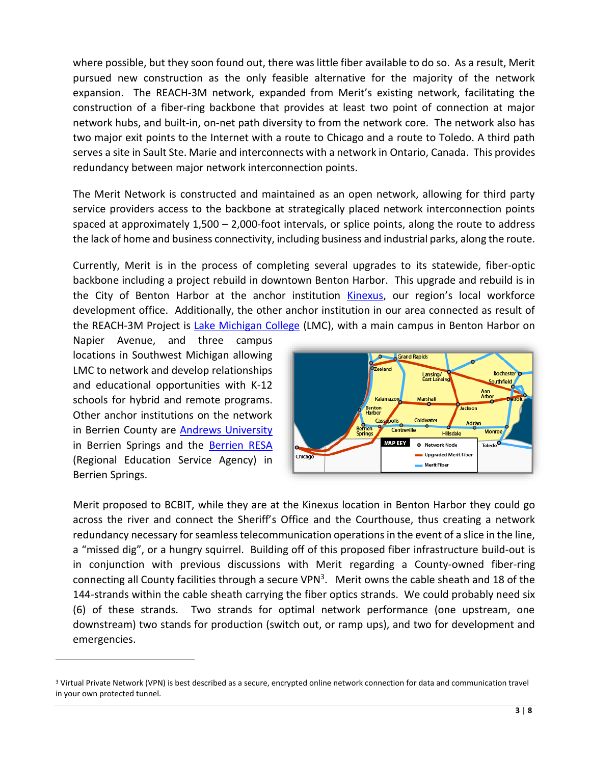where possible, but they soon found out, there was little fiber available to do so. As a result, Merit pursued new construction as the only feasible alternative for the majority of the network expansion. The REACH-3M network, expanded from Merit's existing network, facilitating the construction of a fiber-ring backbone that provides at least two point of connection at major network hubs, and built-in, on-net path diversity to from the network core. The network also has two major exit points to the Internet with a route to Chicago and a route to Toledo. A third path serves a site in Sault Ste. Marie and interconnects with a network in Ontario, Canada. This provides redundancy between major network interconnection points.

The Merit Network is constructed and maintained as an open network, allowing for third party service providers access to the backbone at strategically placed network interconnection points spaced at approximately 1,500 – 2,000-foot intervals, or splice points, along the route to address the lack of home and business connectivity, including business and industrial parks, along the route.

Currently, Merit is in the process of completing several upgrades to its statewide, fiber-optic backbone including a project rebuild in downtown Benton Harbor. This upgrade and rebuild is in the City of Benton Harbor at the anchor institution Kinexus, our region's local workforce development office. Additionally, the other anchor institution in our area connected as result of the REACH-3M Project is Lake Michigan College (LMC), with a main campus in Benton Harbor on Napier Avenue, and three campus locations in Southwest Michigan allowing LMC to network and develop relationships and educational opportunities with K-12 schools for hybrid and remote programs. Other anchor institutions on the network in Berrien County are Andrews University in Berrien Springs and the Berrien RESA (Regional Education Service Agency) in Berrien Springs.

Merit proposed to BCBIT, while they are at the Kinexus location in Benton Harbor they could go across the river and connect the Sheriff's Office and the Courthouse, thus creating a network redundancy necessary for seamless telecommunication operations in the event of a slice in the line, a "missed dig", or a hungry squirrel. Building off of this proposed fiber infrastructure build-out is in conjunction with previous discussions with Merit regarding a County-owned fiber-ring connecting all County facilities through a secure VPN[3]. Merit owns the cable sheath and 18 of the 144-strands within the cable sheath carrying the fiber optics strands. We could probably need six (6) of these strands. Two strands for optimal network performance (one upstream, one downstream) two stands for production (switch out, or ramp ups), and two for development and emergencies.

[3] Virtual Private Network (VPN) is best described as a secure, encrypted online network connection for data and communication travel in your own protected tunnel.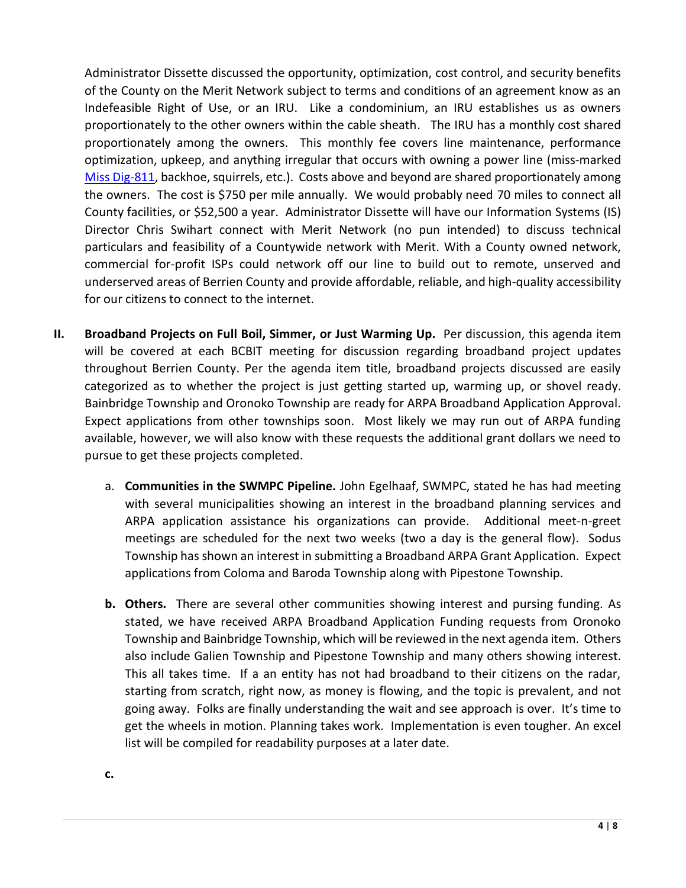Administrator Dissette discussed the opportunity, optimization, cost control, and security benefits of the County on the Merit Network subject to terms and conditions of an agreement know as an Indefeasible Right of Use, or an IRU. Like a condominium, an IRU establishes us as owners proportionately to the other owners within the cable sheath. The IRU has a monthly cost shared proportionately among the owners. This monthly fee covers line maintenance, performance optimization, upkeep, and anything irregular that occurs with owning a power line (miss-marked [Miss Dig-811](), backhoe, squirrels, etc.). Costs above and beyond are shared proportionately among the owners. The cost is $750 per mile annually. We would probably need 70 miles to connect all County facilities, or $52,500 a year. Administrator Dissette will have our Information Systems (IS) Director Chris Swihart connect with Merit Network (no pun intended) to discuss technical particulars and feasibility of a Countywide network with Merit. With a County owned network, commercial for-profit ISPs could network off our line to build out to remote, unserved and underserved areas of Berrien County and provide affordable, reliable, and high-quality accessibility for our citizens to connect to the internet.

II. **Broadband Projects on Full Boil, Simmer, or Just Warming Up.** Per discussion, this agenda item will be covered at each BCBIT meeting for discussion regarding broadband project updates throughout Berrien County. Per the agenda item title, broadband projects discussed are easily categorized as to whether the project is just getting started up, warming up, or shovel ready. Bainbridge Township and Oronoko Township are ready for ARPA Broadband Application Approval. Expect applications from other townships soon. Most likely we may run out of ARPA funding available, however, we will also know with these requests the additional grant dollars we need to pursue to get these projects completed.

   a. **Communities in the SWMPC Pipeline.** John Egelhaaf, SWMPC, stated he has had meeting with several municipalities showing an interest in the broadband planning services and ARPA application assistance his organizations can provide. Additional meet-n-greet meetings are scheduled for the next two weeks (two a day is the general flow). Sodus Township has shown an interest in submitting a Broadband ARPA Grant Application. Expect applications from Coloma and Baroda Township along with Pipestone Township.

   **b. Others.** There are several other communities showing interest and pursing funding. As stated, we have received ARPA Broadband Application Funding requests from Oronoko Township and Bainbridge Township, which will be reviewed in the next agenda item. Others also include Galien Township and Pipestone Township and many others showing interest. This all takes time. If a an entity has not had broadband to their citizens on the radar, starting from scratch, right now, as money is flowing, and the topic is prevalent, and not going away. Folks are finally understanding the wait and see approach is over. It's time to get the wheels in motion. Planning takes work. Implementation is even tougher. An excel list will be compiled for readability purposes at a later date.

   **c.**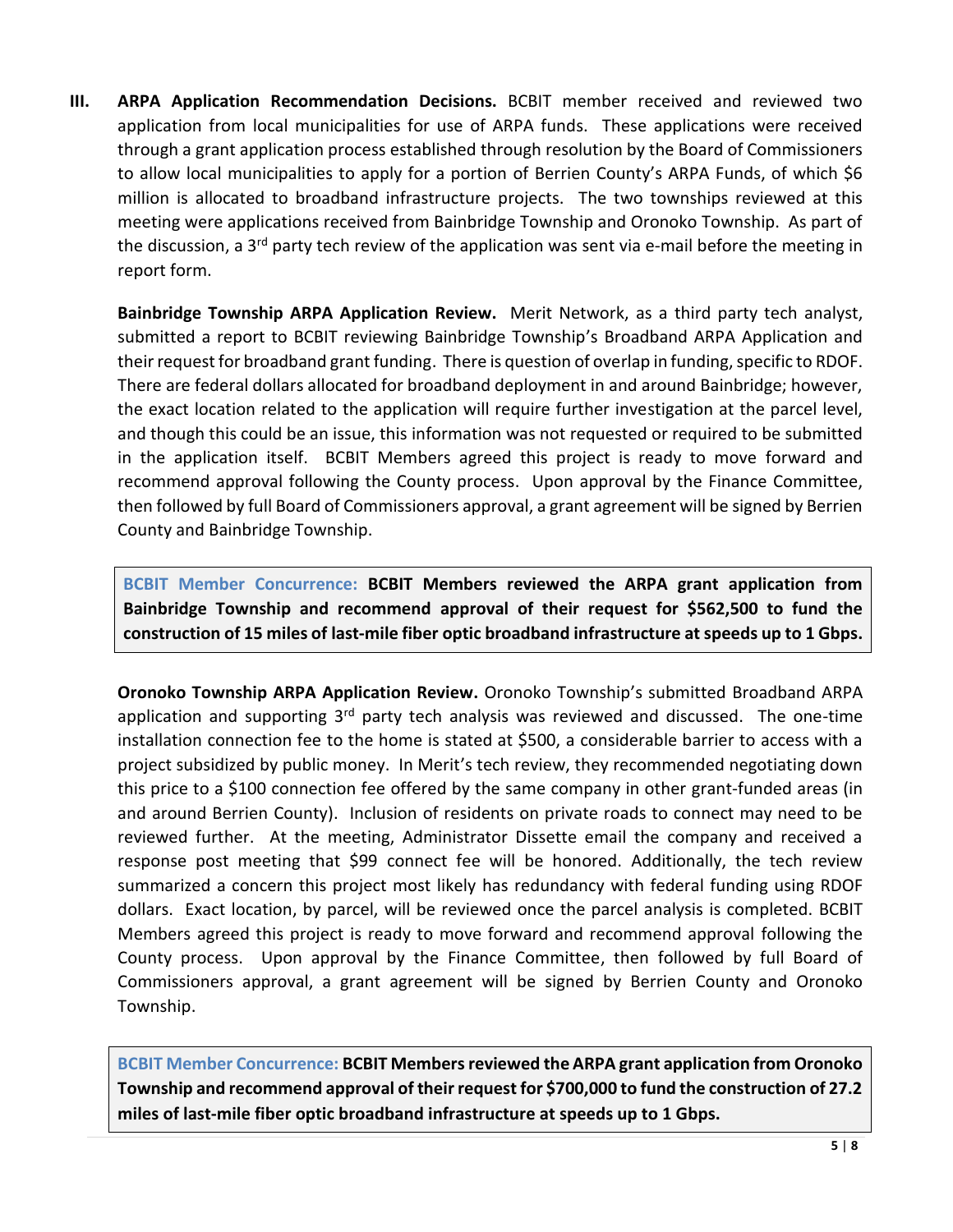**III. ARPA Application Recommendation Decisions.** BCBIT member received and reviewed two application from local municipalities for use of ARPA funds. These applications were received through a grant application process established through resolution by the Board of Commissioners to allow local municipalities to apply for a portion of Berrien County's ARPA Funds, of which $6 million is allocated to broadband infrastructure projects. The two townships reviewed at this meeting were applications received from Bainbridge Township and Oronoko Township. As part of the discussion, a 3rd party tech review of the application was sent via e-mail before the meeting in report form.

**Bainbridge Township ARPA Application Review.** Merit Network, as a third party tech analyst, submitted a report to BCBIT reviewing Bainbridge Township's Broadband ARPA Application and their request for broadband grant funding. There is question of overlap in funding, specific to RDOF. There are federal dollars allocated for broadband deployment in and around Bainbridge; however, the exact location related to the application will require further investigation at the parcel level, and though this could be an issue, this information was not requested or required to be submitted in the application itself. BCBIT Members agreed this project is ready to move forward and recommend approval following the County process. Upon approval by the Finance Committee, then followed by full Board of Commissioners approval, a grant agreement will be signed by Berrien County and Bainbridge Township.

> **BCBIT Member Concurrence: BCBIT Members reviewed the ARPA grant application from Bainbridge Township and recommend approval of their request for $562,500 to fund the construction of 15 miles of last-mile fiber optic broadband infrastructure at speeds up to 1 Gbps.**

**Oronoko Township ARPA Application Review.** Oronoko Township's submitted Broadband ARPA application and supporting 3rd party tech analysis was reviewed and discussed. The one-time installation connection fee to the home is stated at $500, a considerable barrier to access with a project subsidized by public money. In Merit's tech review, they recommended negotiating down this price to a $100 connection fee offered by the same company in other grant-funded areas (in and around Berrien County). Inclusion of residents on private roads to connect may need to be reviewed further. At the meeting, Administrator Dissette email the company and received a response post meeting that $99 connect fee will be honored. Additionally, the tech review summarized a concern this project most likely has redundancy with federal funding using RDOF dollars. Exact location, by parcel, will be reviewed once the parcel analysis is completed. BCBIT Members agreed this project is ready to move forward and recommend approval following the County process. Upon approval by the Finance Committee, then followed by full Board of Commissioners approval, a grant agreement will be signed by Berrien County and Oronoko Township.

> **BCBIT Member Concurrence: BCBIT Members reviewed the ARPA grant application from Oronoko Township and recommend approval of their request for $700,000 to fund the construction of 27.2 miles of last-mile fiber optic broadband infrastructure at speeds up to 1 Gbps.**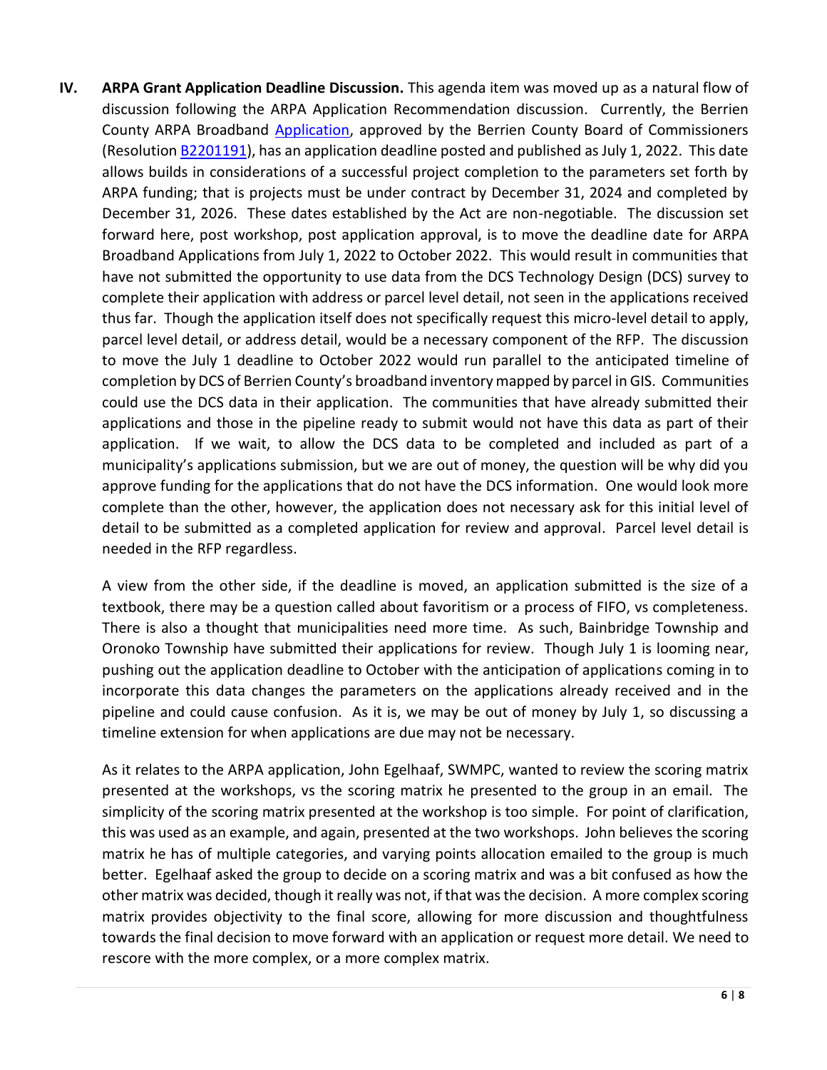**IV. ARPA Grant Application Deadline Discussion.** This agenda item was moved up as a natural flow of discussion following the ARPA Application Recommendation discussion. Currently, the Berrien County ARPA Broadband Application, approved by the Berrien County Board of Commissioners (Resolution B2201191), has an application deadline posted and published as July 1, 2022. This date allows builds in considerations of a successful project completion to the parameters set forth by ARPA funding; that is projects must be under contract by December 31, 2024 and completed by December 31, 2026. These dates established by the Act are non-negotiable. The discussion set forward here, post workshop, post application approval, is to move the deadline date for ARPA Broadband Applications from July 1, 2022 to October 2022. This would result in communities that have not submitted the opportunity to use data from the DCS Technology Design (DCS) survey to complete their application with address or parcel level detail, not seen in the applications received thus far. Though the application itself does not specifically request this micro-level detail to apply, parcel level detail, or address detail, would be a necessary component of the RFP. The discussion to move the July 1 deadline to October 2022 would run parallel to the anticipated timeline of completion by DCS of Berrien County's broadband inventory mapped by parcel in GIS. Communities could use the DCS data in their application. The communities that have already submitted their applications and those in the pipeline ready to submit would not have this data as part of their application. If we wait, to allow the DCS data to be completed and included as part of a municipality's applications submission, but we are out of money, the question will be why did you approve funding for the applications that do not have the DCS information. One would look more complete than the other, however, the application does not necessary ask for this initial level of detail to be submitted as a completed application for review and approval. Parcel level detail is needed in the RFP regardless.

A view from the other side, if the deadline is moved, an application submitted is the size of a textbook, there may be a question called about favoritism or a process of FIFO, vs completeness. There is also a thought that municipalities need more time. As such, Bainbridge Township and Oronoko Township have submitted their applications for review. Though July 1 is looming near, pushing out the application deadline to October with the anticipation of applications coming in to incorporate this data changes the parameters on the applications already received and in the pipeline and could cause confusion. As it is, we may be out of money by July 1, so discussing a timeline extension for when applications are due may not be necessary.

As it relates to the ARPA application, John Egelhaaf, SWMPC, wanted to review the scoring matrix presented at the workshops, vs the scoring matrix he presented to the group in an email. The simplicity of the scoring matrix presented at the workshop is too simple. For point of clarification, this was used as an example, and again, presented at the two workshops. John believes the scoring matrix he has of multiple categories, and varying points allocation emailed to the group is much better. Egelhaaf asked the group to decide on a scoring matrix and was a bit confused as how the other matrix was decided, though it really was not, if that was the decision. A more complex scoring matrix provides objectivity to the final score, allowing for more discussion and thoughtfulness towards the final decision to move forward with an application or request more detail. We need to rescore with the more complex, or a more complex matrix.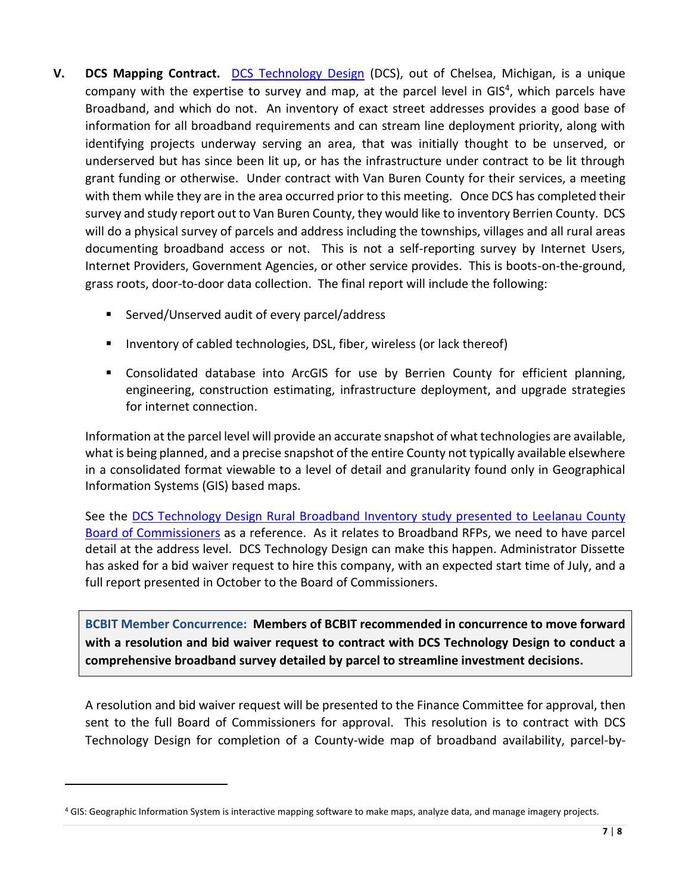V. **DCS Mapping Contract.** DCS Technology Design (DCS), out of Chelsea, Michigan, is a unique company with the expertise to survey and map, at the parcel level in GIS[4], which parcels have Broadband, and which do not. An inventory of exact street addresses provides a good base of information for all broadband requirements and can stream line deployment priority, along with identifying projects underway serving an area, that was initially thought to be unserved, or underserved but has since been lit up, or has the infrastructure under contract to be lit through grant funding or otherwise. Under contract with Van Buren County for their services, a meeting with them while they are in the area occurred prior to this meeting. Once DCS has completed their survey and study report out to Van Buren County, they would like to inventory Berrien County. DCS will do a physical survey of parcels and address including the townships, villages and all rural areas documenting broadband access or not. This is not a self-reporting survey by Internet Users, Internet Providers, Government Agencies, or other service provides. This is boots-on-the-ground, grass roots, door-to-door data collection. The final report will include the following:

- Served/Unserved audit of every parcel/address
- Inventory of cabled technologies, DSL, fiber, wireless (or lack thereof)
- Consolidated database into ArcGIS for use by Berrien County for efficient planning, engineering, construction estimating, infrastructure deployment, and upgrade strategies for internet connection.

Information at the parcel level will provide an accurate snapshot of what technologies are available, what is being planned, and a precise snapshot of the entire County not typically available elsewhere in a consolidated format viewable to a level of detail and granularity found only in Geographical Information Systems (GIS) based maps.

See the DCS Technology Design Rural Broadband Inventory study presented to Leelanau County Board of Commissioners as a reference. As it relates to Broadband RFPs, we need to have parcel detail at the address level. DCS Technology Design can make this happen. Administrator Dissette has asked for a bid waiver request to hire this company, with an expected start time of July, and a full report presented in October to the Board of Commissioners.

> **BCBIT Member Concurrence: Members of BCBIT recommended in concurrence to move forward with a resolution and bid waiver request to contract with DCS Technology Design to conduct a comprehensive broadband survey detailed by parcel to streamline investment decisions.**

A resolution and bid waiver request will be presented to the Finance Committee for approval, then sent to the full Board of Commissioners for approval. This resolution is to contract with DCS Technology Design for completion of a County-wide map of broadband availability, parcel-by-

[4] GIS: Geographic Information System is interactive mapping software to make maps, analyze data, and manage imagery projects.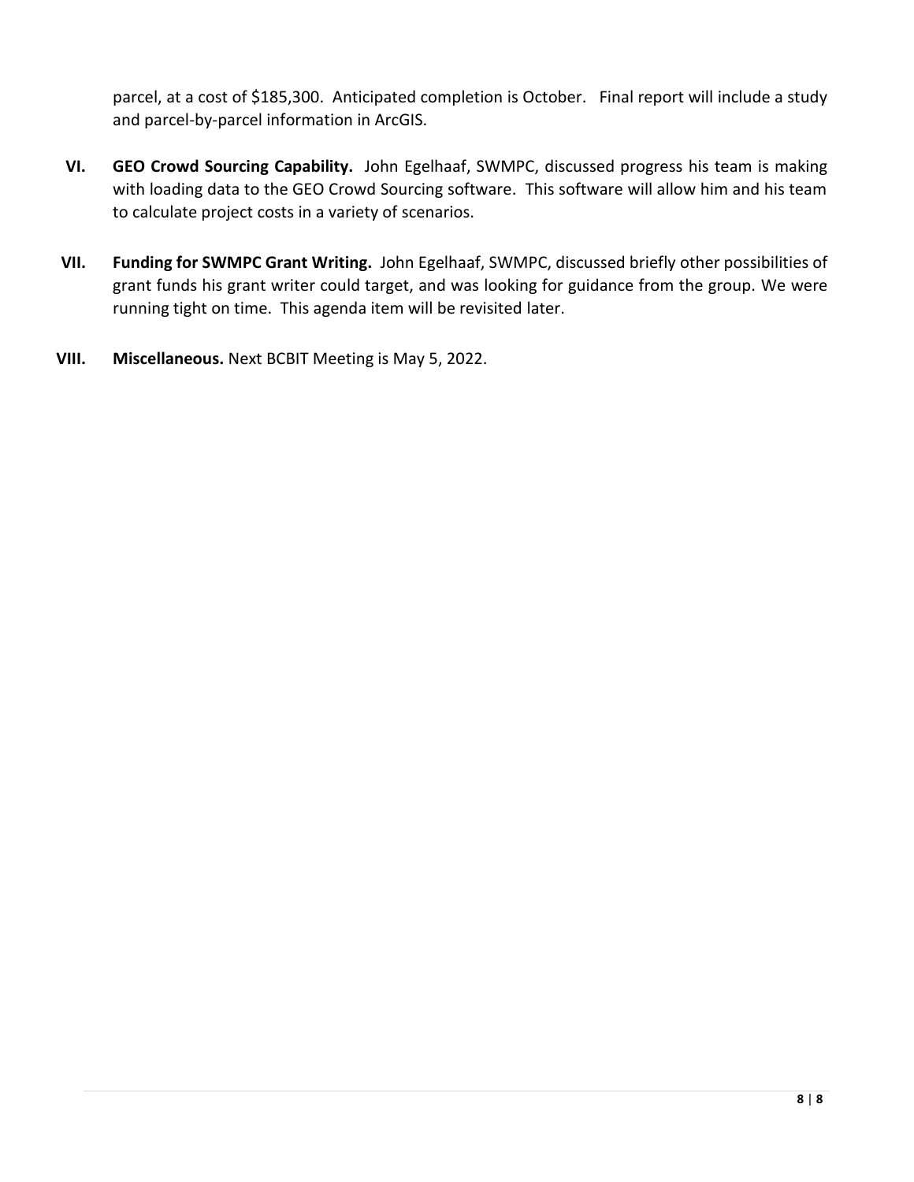parcel, at a cost of $185,300. Anticipated completion is October. Final report will include a study and parcel-by-parcel information in ArcGIS.

VI. **GEO Crowd Sourcing Capability.** John Egelhaaf, SWMPC, discussed progress his team is making with loading data to the GEO Crowd Sourcing software. This software will allow him and his team to calculate project costs in a variety of scenarios.

VII. **Funding for SWMPC Grant Writing.** John Egelhaaf, SWMPC, discussed briefly other possibilities of grant funds his grant writer could target, and was looking for guidance from the group. We were running tight on time. This agenda item will be revisited later.

VIII. **Miscellaneous.** Next BCBIT Meeting is May 5, 2022.